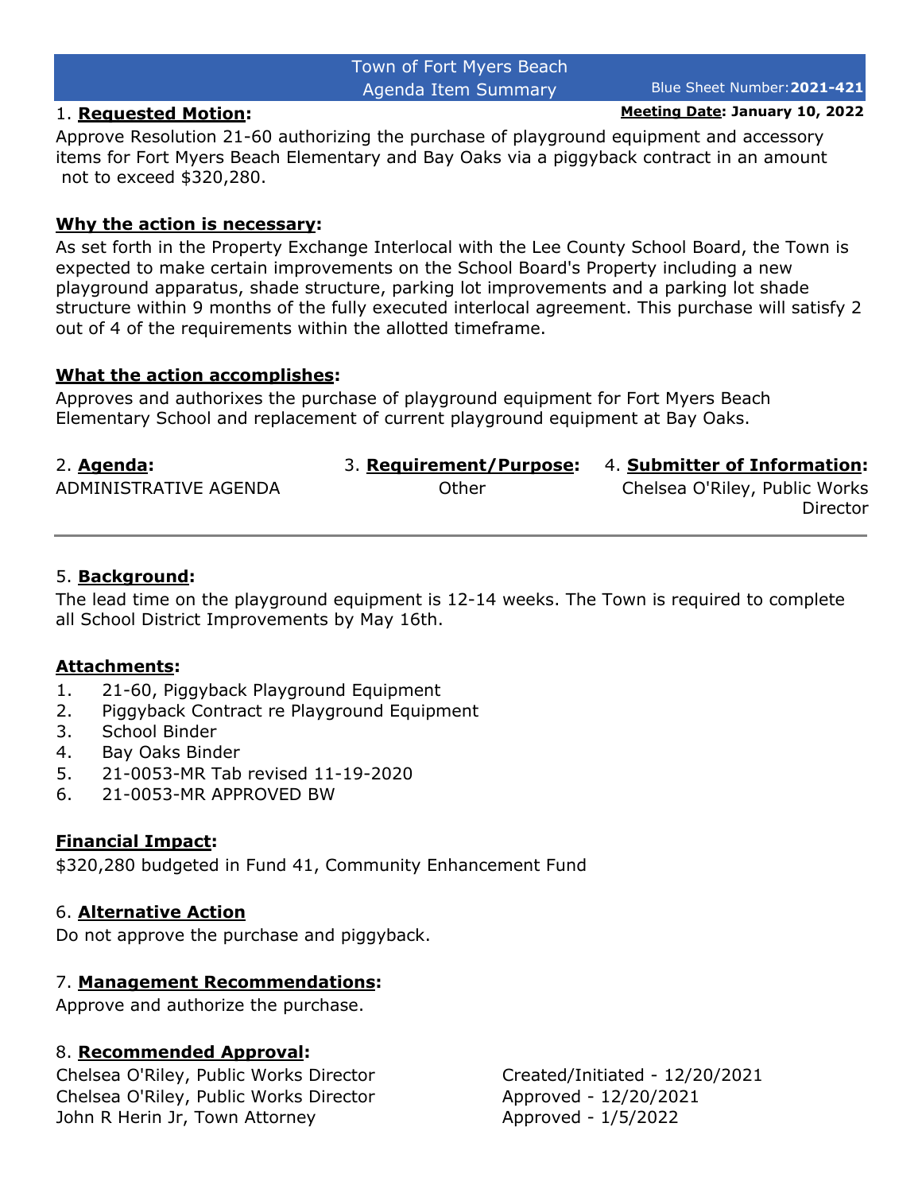# Town of Fort Myers Beach
## Agenda Item Summary

Blue Sheet Number: **2021-421**

**Meeting Date: January 10, 2022**

1. **Requested Motion:**

Approve Resolution 21-60 authorizing the purchase of playground equipment and accessory items for Fort Myers Beach Elementary and Bay Oaks via a piggyback contract in an amount not to exceed $320,280.

**Why the action is necessary:**

As set forth in the Property Exchange Interlocal with the Lee County School Board, the Town is expected to make certain improvements on the School Board's Property including a new playground apparatus, shade structure, parking lot improvements and a parking lot shade structure within 9 months of the fully executed interlocal agreement. This purchase will satisfy 2 out of 4 of the requirements within the allotted timeframe.

**What the action accomplishes:**

Approves and authorixes the purchase of playground equipment for Fort Myers Beach Elementary School and replacement of current playground equipment at Bay Oaks.

2. **Agenda:** ADMINISTRATIVE AGENDA

3. **Requirement/Purpose:** Other

4. **Submitter of Information:** Chelsea O'Riley, Public Works Director

---

5. **Background:**

The lead time on the playground equipment is 12-14 weeks. The Town is required to complete all School District Improvements by May 16th.

**Attachments:**

1. 21-60, Piggyback Playground Equipment
2. Piggyback Contract re Playground Equipment
3. School Binder
4. Bay Oaks Binder
5. 21-0053-MR Tab revised 11-19-2020
6. 21-0053-MR APPROVED BW

**Financial Impact:**

$320,280 budgeted in Fund 41, Community Enhancement Fund

6. **Alternative Action**

Do not approve the purchase and piggyback.

7. **Management Recommendations:**

Approve and authorize the purchase.

8. **Recommended Approval:**

| | |
|---|---|
| Chelsea O'Riley, Public Works Director | Created/Initiated - 12/20/2021 |
| Chelsea O'Riley, Public Works Director | Approved - 12/20/2021 |
| John R Herin Jr, Town Attorney | Approved - 1/5/2022 |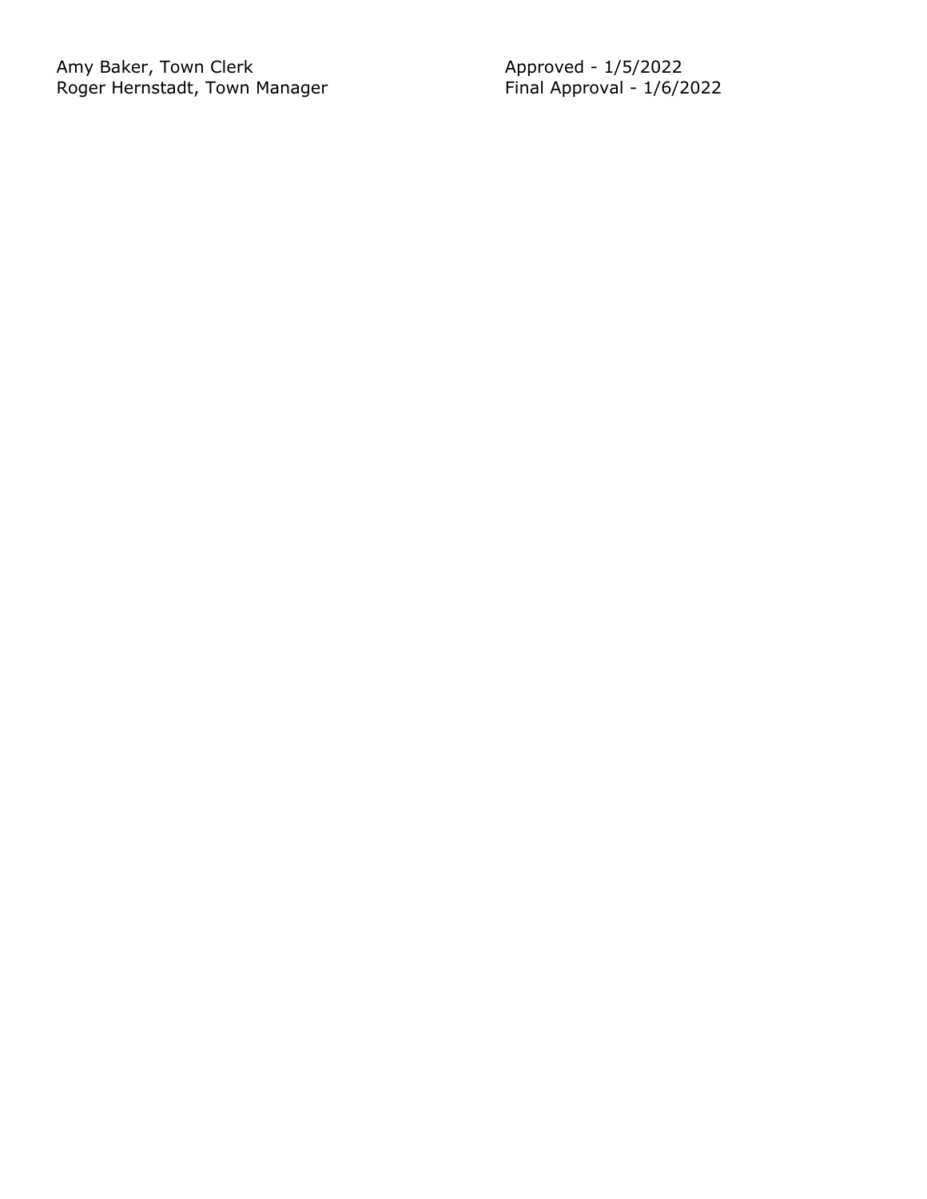| | |
|---|---|
| Amy Baker, Town Clerk | Approved - 1/5/2022 |
| Roger Hernstadt, Town Manager | Final Approval - 1/6/2022 |